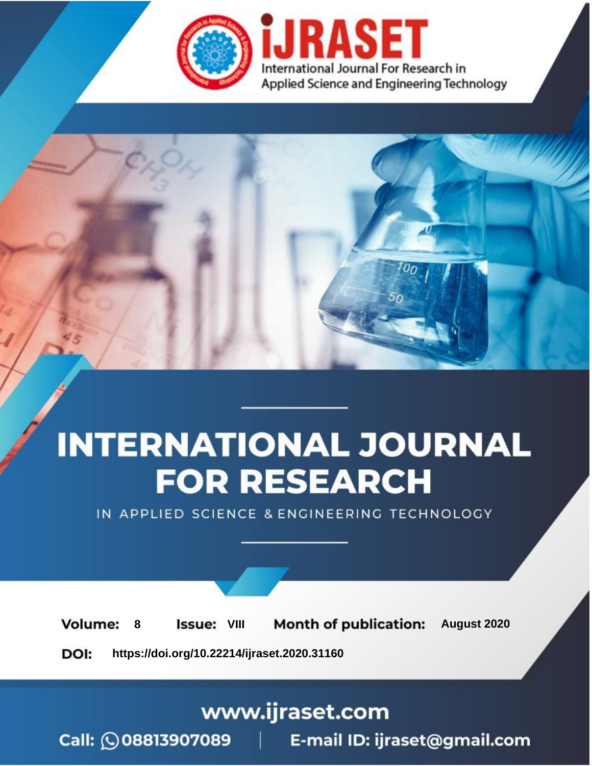iJRASET

International Journal For Research in Applied Science and Engineering Technology

# INTERNATIONAL JOURNAL FOR RESEARCH

IN APPLIED SCIENCE & ENGINEERING TECHNOLOGY

**Volume:** 8 **Issue:** VIII **Month of publication:** August 2020

**DOI:** https://doi.org/10.22214/ijraset.2020.31160

www.ijraset.com

Call: 08813907089 | E-mail ID: ijraset@gmail.com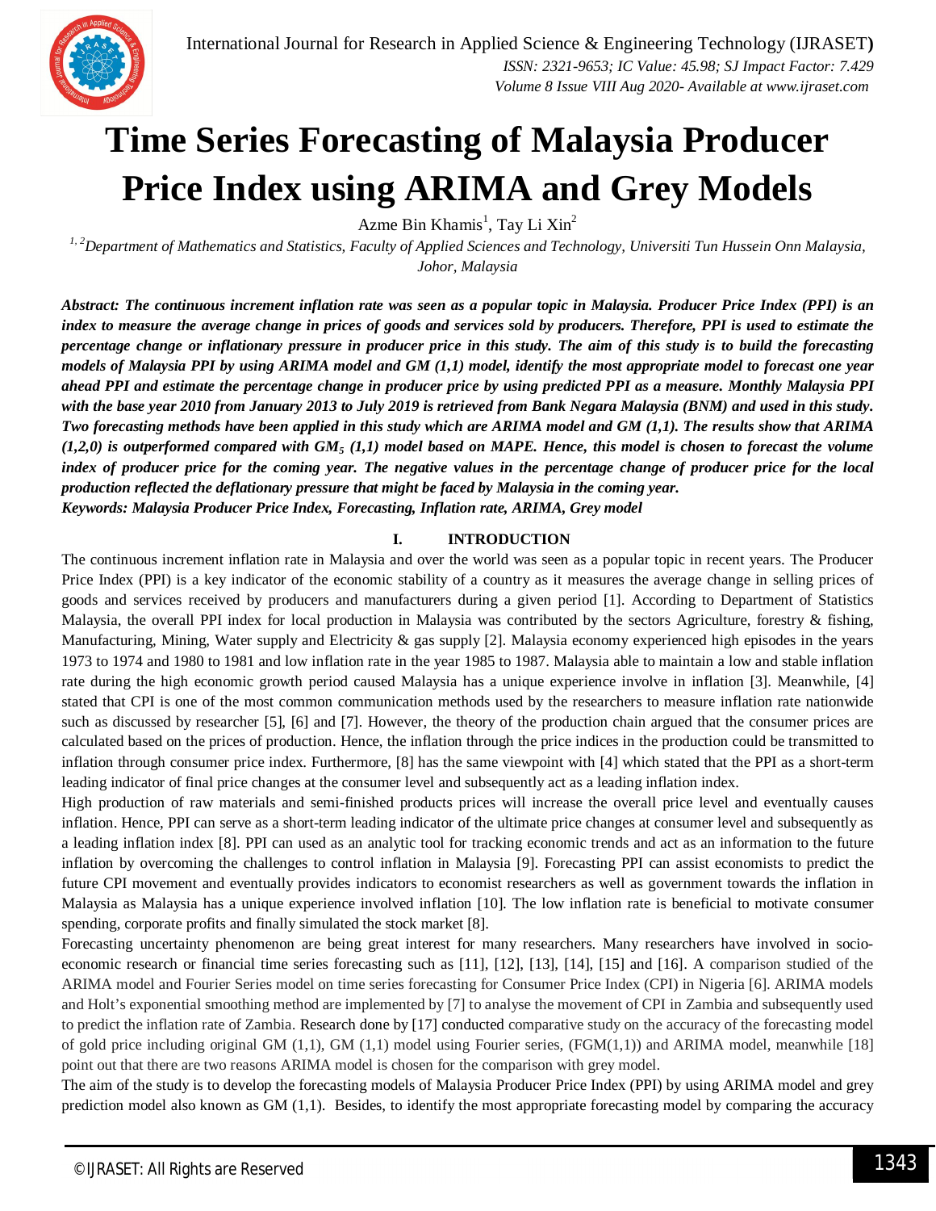# Time Series Forecasting of Malaysia Producer Price Index using ARIMA and Grey Models

Azme Bin Khamis[1], Tay Li Xin[2]

[1, 2]Department of Mathematics and Statistics, Faculty of Applied Sciences and Technology, Universiti Tun Hussein Onn Malaysia, Johor, Malaysia

***Abstract:** The continuous increment inflation rate was seen as a popular topic in Malaysia. Producer Price Index (PPI) is an index to measure the average change in prices of goods and services sold by producers. Therefore, PPI is used to estimate the percentage change or inflationary pressure in producer price in this study. The aim of this study is to build the forecasting models of Malaysia PPI by using ARIMA model and GM (1,1) model, identify the most appropriate model to forecast one year ahead PPI and estimate the percentage change in producer price by using predicted PPI as a measure. Monthly Malaysia PPI with the base year 2010 from January 2013 to July 2019 is retrieved from Bank Negara Malaysia (BNM) and used in this study. Two forecasting methods have been applied in this study which are ARIMA model and GM (1,1). The results show that ARIMA (1,2,0) is outperformed compared with $GM_5$ (1,1) model based on MAPE. Hence, this model is chosen to forecast the volume index of producer price for the coming year. The negative values in the percentage change of producer price for the local production reflected the deflationary pressure that might be faced by Malaysia in the coming year.*

***Keywords:** Malaysia Producer Price Index, Forecasting, Inflation rate, ARIMA, Grey model*

## I. INTRODUCTION

The continuous increment inflation rate in Malaysia and over the world was seen as a popular topic in recent years. The Producer Price Index (PPI) is a key indicator of the economic stability of a country as it measures the average change in selling prices of goods and services received by producers and manufacturers during a given period [1]. According to Department of Statistics Malaysia, the overall PPI index for local production in Malaysia was contributed by the sectors Agriculture, forestry & fishing, Manufacturing, Mining, Water supply and Electricity & gas supply [2]. Malaysia economy experienced high episodes in the years 1973 to 1974 and 1980 to 1981 and low inflation rate in the year 1985 to 1987. Malaysia able to maintain a low and stable inflation rate during the high economic growth period caused Malaysia has a unique experience involve in inflation [3]. Meanwhile, [4] stated that CPI is one of the most common communication methods used by the researchers to measure inflation rate nationwide such as discussed by researcher [5], [6] and [7]. However, the theory of the production chain argued that the consumer prices are calculated based on the prices of production. Hence, the inflation through the price indices in the production could be transmitted to inflation through consumer price index. Furthermore, [8] has the same viewpoint with [4] which stated that the PPI as a short-term leading indicator of final price changes at the consumer level and subsequently act as a leading inflation index.

High production of raw materials and semi-finished products prices will increase the overall price level and eventually causes inflation. Hence, PPI can serve as a short-term leading indicator of the ultimate price changes at consumer level and subsequently as a leading inflation index [8]. PPI can used as an analytic tool for tracking economic trends and act as an information to the future inflation by overcoming the challenges to control inflation in Malaysia [9]. Forecasting PPI can assist economists to predict the future CPI movement and eventually provides indicators to economist researchers as well as government towards the inflation in Malaysia as Malaysia has a unique experience involved inflation [10]. The low inflation rate is beneficial to motivate consumer spending, corporate profits and finally simulated the stock market [8].

Forecasting uncertainty phenomenon are being great interest for many researchers. Many researchers have involved in socio-economic research or financial time series forecasting such as [11], [12], [13], [14], [15] and [16]. A comparison studied of the ARIMA model and Fourier Series model on time series forecasting for Consumer Price Index (CPI) in Nigeria [6]. ARIMA models and Holt's exponential smoothing method are implemented by [7] to analyse the movement of CPI in Zambia and subsequently used to predict the inflation rate of Zambia. Research done by [17] conducted comparative study on the accuracy of the forecasting model of gold price including original GM (1,1), GM (1,1) model using Fourier series, (FGM(1,1)) and ARIMA model, meanwhile [18] point out that there are two reasons ARIMA model is chosen for the comparison with grey model.

The aim of the study is to develop the forecasting models of Malaysia Producer Price Index (PPI) by using ARIMA model and grey prediction model also known as GM (1,1). Besides, to identify the most appropriate forecasting model by comparing the accuracy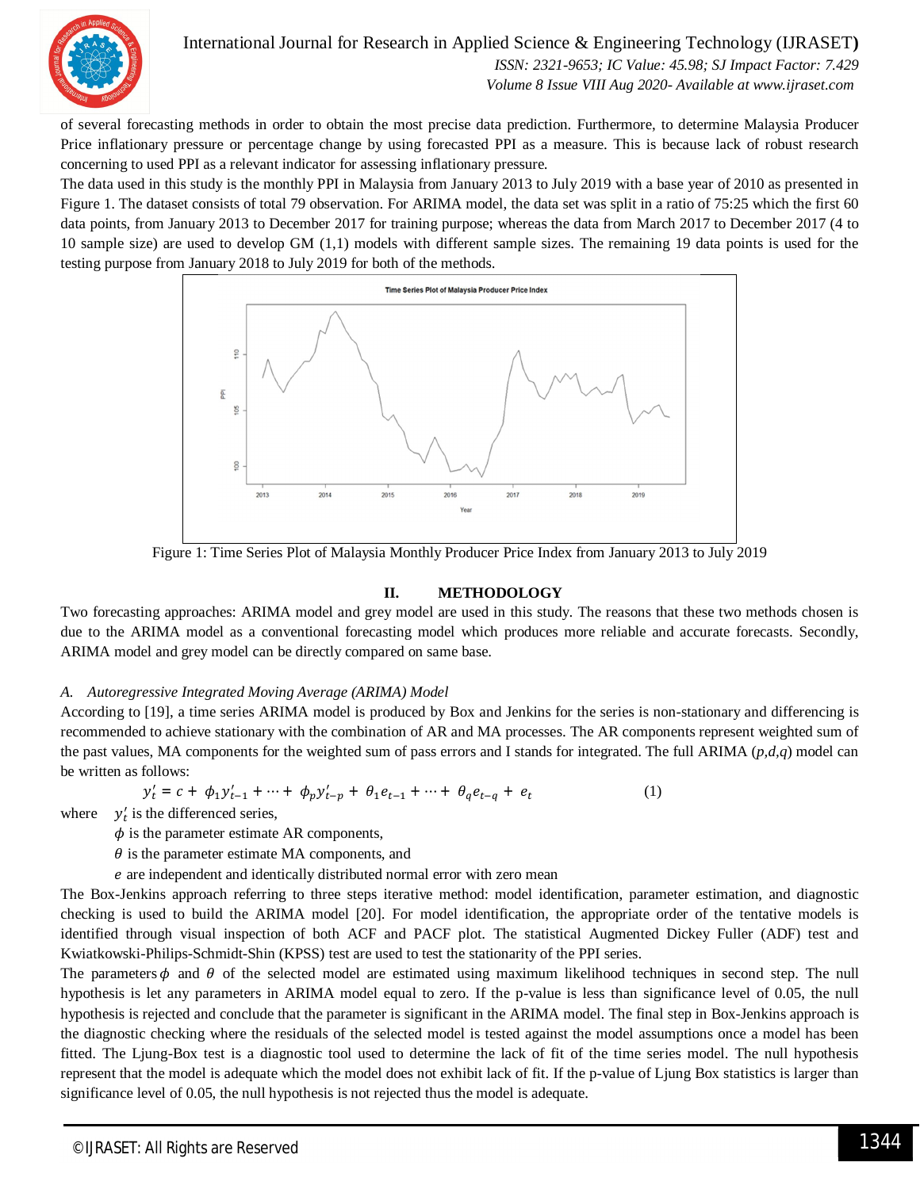of several forecasting methods in order to obtain the most precise data prediction. Furthermore, to determine Malaysia Producer Price inflationary pressure or percentage change by using forecasted PPI as a measure. This is because lack of robust research concerning to used PPI as a relevant indicator for assessing inflationary pressure.

The data used in this study is the monthly PPI in Malaysia from January 2013 to July 2019 with a base year of 2010 as presented in Figure 1. The dataset consists of total 79 observation. For ARIMA model, the data set was split in a ratio of 75:25 which the first 60 data points, from January 2013 to December 2017 for training purpose; whereas the data from March 2017 to December 2017 (4 to 10 sample size) are used to develop GM (1,1) models with different sample sizes. The remaining 19 data points is used for the testing purpose from January 2018 to July 2019 for both of the methods.

Figure 1: Time Series Plot of Malaysia Monthly Producer Price Index from January 2013 to July 2019

## II. METHODOLOGY

Two forecasting approaches: ARIMA model and grey model are used in this study. The reasons that these two methods chosen is due to the ARIMA model as a conventional forecasting model which produces more reliable and accurate forecasts. Secondly, ARIMA model and grey model can be directly compared on same base.

### *A. Autoregressive Integrated Moving Average (ARIMA) Model*

According to [19], a time series ARIMA model is produced by Box and Jenkins for the series is non-stationary and differencing is recommended to achieve stationary with the combination of AR and MA processes. The AR components represent weighted sum of the past values, MA components for the weighted sum of pass errors and I stands for integrated. The full ARIMA (*p*,*d*,*q*) model can be written as follows:

$$y'_t = c + \phi_1 y'_{t-1} + \cdots + \phi_p y'_{t-p} + \theta_1 e_{t-1} + \cdots + \theta_q e_{t-q} + e_t \qquad (1)$$

where $y'_t$ is the differenced series,

$\phi$ is the parameter estimate AR components,

$\theta$ is the parameter estimate MA components, and

$e$ are independent and identically distributed normal error with zero mean

The Box-Jenkins approach referring to three steps iterative method: model identification, parameter estimation, and diagnostic checking is used to build the ARIMA model [20]. For model identification, the appropriate order of the tentative models is identified through visual inspection of both ACF and PACF plot. The statistical Augmented Dickey Fuller (ADF) test and Kwiatkowski-Philips-Schmidt-Shin (KPSS) test are used to test the stationarity of the PPI series.

The parameters $\phi$ and $\theta$ of the selected model are estimated using maximum likelihood techniques in second step. The null hypothesis is let any parameters in ARIMA model equal to zero. If the p-value is less than significance level of 0.05, the null hypothesis is rejected and conclude that the parameter is significant in the ARIMA model. The final step in Box-Jenkins approach is the diagnostic checking where the residuals of the selected model is tested against the model assumptions once a model has been fitted. The Ljung-Box test is a diagnostic tool used to determine the lack of fit of the time series model. The null hypothesis represent that the model is adequate which the model does not exhibit lack of fit. If the p-value of Ljung Box statistics is larger than significance level of 0.05, the null hypothesis is not rejected thus the model is adequate.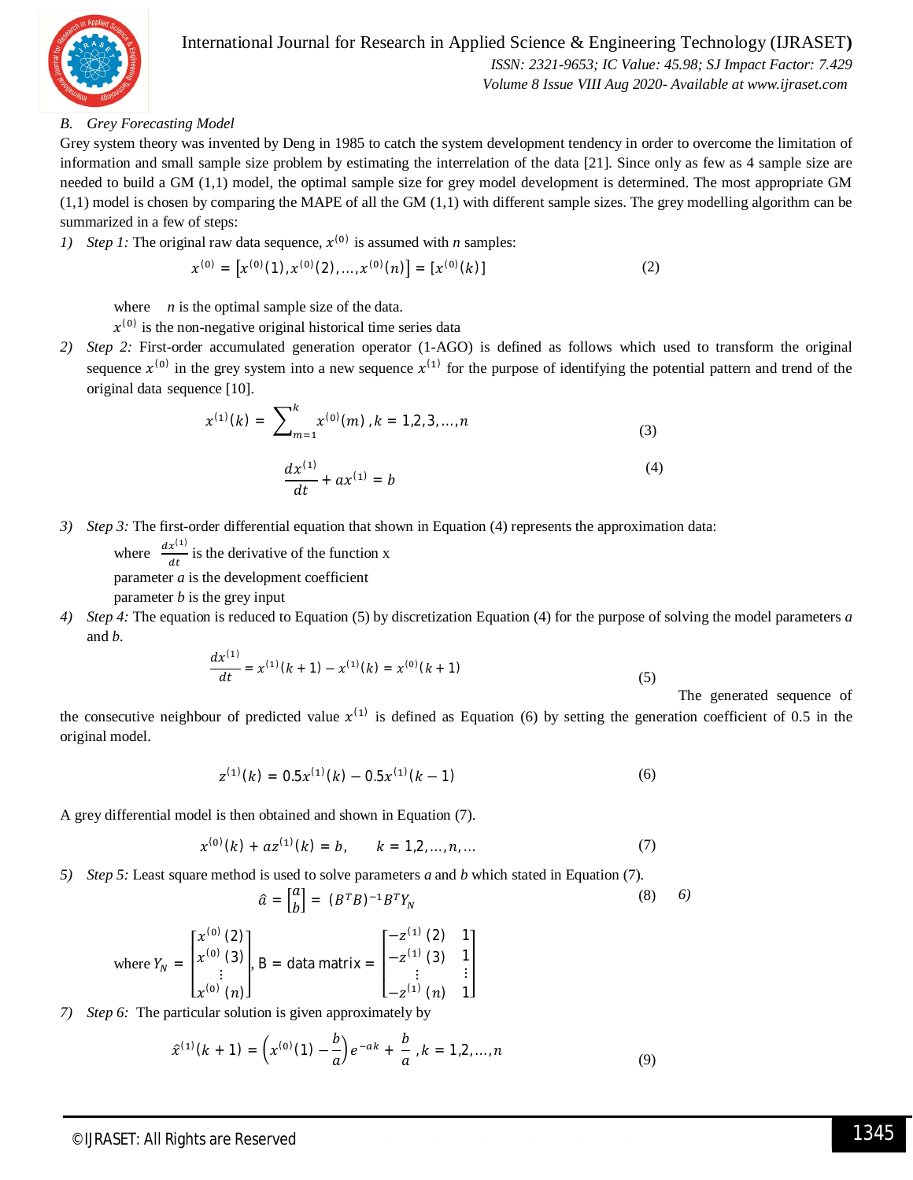### B. *Grey Forecasting Model*

Grey system theory was invented by Deng in 1985 to catch the system development tendency in order to overcome the limitation of information and small sample size problem by estimating the interrelation of the data [21]. Since only as few as 4 sample size are needed to build a GM (1,1) model, the optimal sample size for grey model development is determined. The most appropriate GM (1,1) model is chosen by comparing the MAPE of all the GM (1,1) with different sample sizes. The grey modelling algorithm can be summarized in a few of steps:

1) *Step 1:* The original raw data sequence, $x^{(0)}$ is assumed with $n$ samples:

$$x^{(0)} = \left[x^{(0)}(1), x^{(0)}(2), \ldots, x^{(0)}(n)\right] = [x^{(0)}(k)] \tag{2}$$

where $n$ is the optimal sample size of the data.
$x^{(0)}$ is the non-negative original historical time series data

2) *Step 2:* First-order accumulated generation operator (1-AGO) is defined as follows which used to transform the original sequence $x^{(0)}$ in the grey system into a new sequence $x^{(1)}$ for the purpose of identifying the potential pattern and trend of the original data sequence [10].

$$x^{(1)}(k) = \sum_{m=1}^{k} x^{(0)}(m)\, , k = 1,2,3, \ldots, n \tag{3}$$

$$\frac{dx^{(1)}}{dt} + ax^{(1)} = b \tag{4}$$

3) *Step 3:* The first-order differential equation that shown in Equation (4) represents the approximation data:

where $\frac{dx^{(1)}}{dt}$ is the derivative of the function x
parameter $a$ is the development coefficient
parameter $b$ is the grey input

4) *Step 4:* The equation is reduced to Equation (5) by discretization Equation (4) for the purpose of solving the model parameters $a$ and $b$.

$$\frac{dx^{(1)}}{dt} = x^{(1)}(k+1) - x^{(1)}(k) = x^{(0)}(k+1) \tag{5}$$

The generated sequence of the consecutive neighbour of predicted value $x^{(1)}$ is defined as Equation (6) by setting the generation coefficient of 0.5 in the original model.

$$z^{(1)}(k) = 0.5x^{(1)}(k) - 0.5x^{(1)}(k-1) \tag{6}$$

A grey differential model is then obtained and shown in Equation (7).

$$x^{(0)}(k) + az^{(1)}(k) = b, \qquad k = 1,2, \ldots, n, \ldots \tag{7}$$

5) *Step 5:* Least square method is used to solve parameters $a$ and $b$ which stated in Equation (7).

$$\hat{a} = \begin{bmatrix} a \\ b \end{bmatrix} = (B^T B)^{-1} B^T Y_N \tag{8}$$

6)

where $Y_N = \begin{bmatrix} x^{(0)}(2) \\ x^{(0)}(3) \\ \vdots \\ x^{(0)}(n) \end{bmatrix}$, B = data matrix $= \begin{bmatrix} -z^{(1)}(2) & 1 \\ -z^{(1)}(3) & 1 \\ \vdots & \vdots \\ -z^{(1)}(n) & 1 \end{bmatrix}$

7) *Step 6:* The particular solution is given approximately by

$$\hat{x}^{(1)}(k+1) = \left(x^{(0)}(1) - \frac{b}{a}\right) e^{-ak} + \frac{b}{a}\, , k = 1,2, \ldots, n \tag{9}$$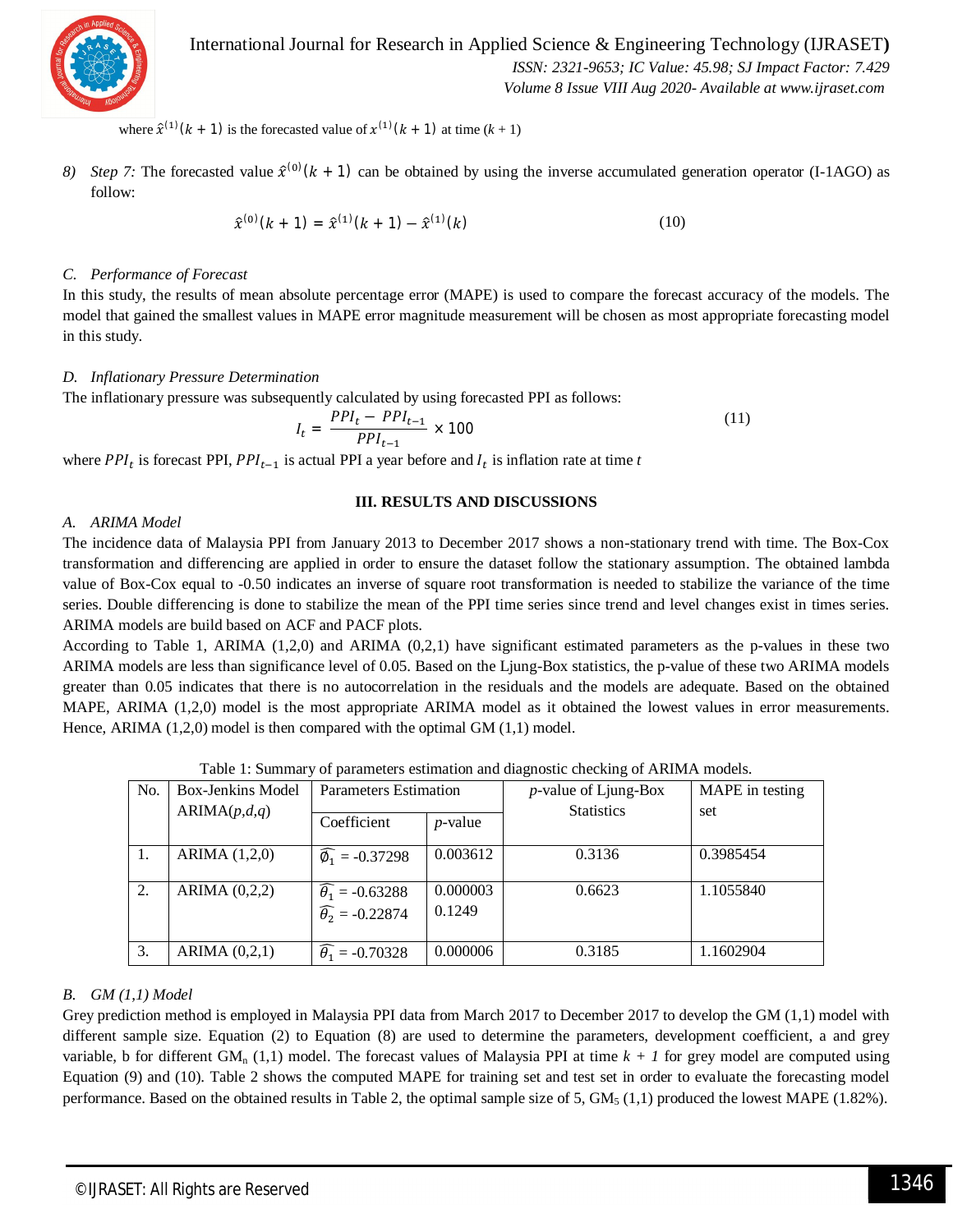where $\hat{x}^{(1)}(k+1)$ is the forecasted value of $x^{(1)}(k+1)$ at time $(k+1)$

8) *Step 7:* The forecasted value $\hat{x}^{(0)}(k+1)$ can be obtained by using the inverse accumulated generation operator (I-1AGO) as follow:

$$\hat{x}^{(0)}(k+1) = \hat{x}^{(1)}(k+1) - \hat{x}^{(1)}(k) \tag{10}$$

### C. *Performance of Forecast*

In this study, the results of mean absolute percentage error (MAPE) is used to compare the forecast accuracy of the models. The model that gained the smallest values in MAPE error magnitude measurement will be chosen as most appropriate forecasting model in this study.

### D. *Inflationary Pressure Determination*

The inflationary pressure was subsequently calculated by using forecasted PPI as follows:

$$I_t = \frac{PPI_t - PPI_{t-1}}{PPI_{t-1}} \times 100 \tag{11}$$

where $PPI_t$ is forecast PPI, $PPI_{t-1}$ is actual PPI a year before and $I_t$ is inflation rate at time $t$

## III. RESULTS AND DISCUSSIONS

### A. *ARIMA Model*

The incidence data of Malaysia PPI from January 2013 to December 2017 shows a non-stationary trend with time. The Box-Cox transformation and differencing are applied in order to ensure the dataset follow the stationary assumption. The obtained lambda value of Box-Cox equal to -0.50 indicates an inverse of square root transformation is needed to stabilize the variance of the time series. Double differencing is done to stabilize the mean of the PPI time series since trend and level changes exist in times series. ARIMA models are build based on ACF and PACF plots.

According to Table 1, ARIMA (1,2,0) and ARIMA (0,2,1) have significant estimated parameters as the p-values in these two ARIMA models are less than significance level of 0.05. Based on the Ljung-Box statistics, the p-value of these two ARIMA models greater than 0.05 indicates that there is no autocorrelation in the residuals and the models are adequate. Based on the obtained MAPE, ARIMA (1,2,0) model is the most appropriate ARIMA model as it obtained the lowest values in error measurements. Hence, ARIMA (1,2,0) model is then compared with the optimal GM (1,1) model.

Table 1: Summary of parameters estimation and diagnostic checking of ARIMA models.

| No. | Box-Jenkins Model ARIMA($p,d,q$) | Parameters Estimation | | $p$-value of Ljung-Box Statistics | MAPE in testing set |
|---|---|---|---|---|---|
| | | Coefficient | $p$-value | | |
| 1. | ARIMA (1,2,0) | $\widehat{\emptyset_1}$ = -0.37298 | 0.003612 | 0.3136 | 0.3985454 |
| 2. | ARIMA (0,2,2) | $\widehat{\theta_1}$ = -0.63288<br>$\widehat{\theta_2}$ = -0.22874 | 0.000003<br>0.1249 | 0.6623 | 1.1055840 |
| 3. | ARIMA (0,2,1) | $\widehat{\theta_1}$ = -0.70328 | 0.000006 | 0.3185 | 1.1602904 |

### B. *GM (1,1) Model*

Grey prediction method is employed in Malaysia PPI data from March 2017 to December 2017 to develop the GM (1,1) model with different sample size. Equation (2) to Equation (8) are used to determine the parameters, development coefficient, a and grey variable, b for different $GM_n$ (1,1) model. The forecast values of Malaysia PPI at time $k + 1$ for grey model are computed using Equation (9) and (10). Table 2 shows the computed MAPE for training set and test set in order to evaluate the forecasting model performance. Based on the obtained results in Table 2, the optimal sample size of 5, $GM_5$ (1,1) produced the lowest MAPE (1.82%).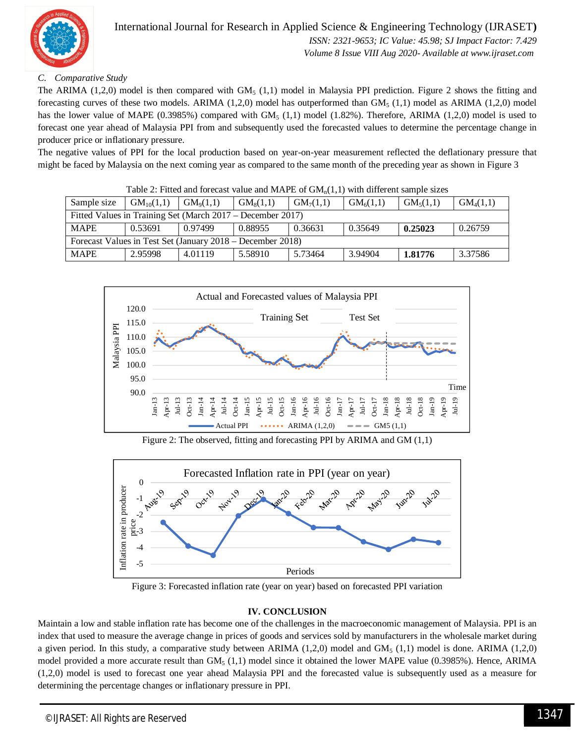### C. *Comparative Study*

The ARIMA (1,2,0) model is then compared with $GM_5$ (1,1) model in Malaysia PPI prediction. Figure 2 shows the fitting and forecasting curves of these two models. ARIMA (1,2,0) model has outperformed than $GM_5$ (1,1) model as ARIMA (1,2,0) model has the lower value of MAPE (0.3985%) compared with $GM_5$ (1,1) model (1.82%). Therefore, ARIMA (1,2,0) model is used to forecast one year ahead of Malaysia PPI from and subsequently used the forecasted values to determine the percentage change in producer price or inflationary pressure.

The negative values of PPI for the local production based on year-on-year measurement reflected the deflationary pressure that might be faced by Malaysia on the next coming year as compared to the same month of the preceding year as shown in Figure 3

Table 2: Fitted and forecast value and MAPE of $GM_n(1,1)$ with different sample sizes

| Sample size | $GM_{10}(1,1)$ | $GM_9(1,1)$ | $GM_8(1,1)$ | $GM_7(1,1)$ | $GM_6(1,1)$ | $GM_5(1,1)$ | $GM_4(1,1)$ |
|---|---|---|---|---|---|---|---|
| Fitted Values in Training Set (March 2017 – December 2017) | | | | | | | |
| MAPE | 0.53691 | 0.97499 | 0.88955 | 0.36631 | 0.35649 | **0.25023** | 0.26759 |
| Forecast Values in Test Set (January 2018 – December 2018) | | | | | | | |
| MAPE | 2.95998 | 4.01119 | 5.58910 | 5.73464 | 3.94904 | **1.81776** | 3.37586 |

Figure 2: The observed, fitting and forecasting PPI by ARIMA and GM (1,1)

Figure 3: Forecasted inflation rate (year on year) based on forecasted PPI variation

## IV. CONCLUSION

Maintain a low and stable inflation rate has become one of the challenges in the macroeconomic management of Malaysia. PPI is an index that used to measure the average change in prices of goods and services sold by manufacturers in the wholesale market during a given period. In this study, a comparative study between ARIMA (1,2,0) model and $GM_5$ (1,1) model is done. ARIMA (1,2,0) model provided a more accurate result than $GM_5$ (1,1) model since it obtained the lower MAPE value (0.3985%). Hence, ARIMA (1,2,0) model is used to forecast one year ahead Malaysia PPI and the forecasted value is subsequently used as a measure for determining the percentage changes or inflationary pressure in PPI.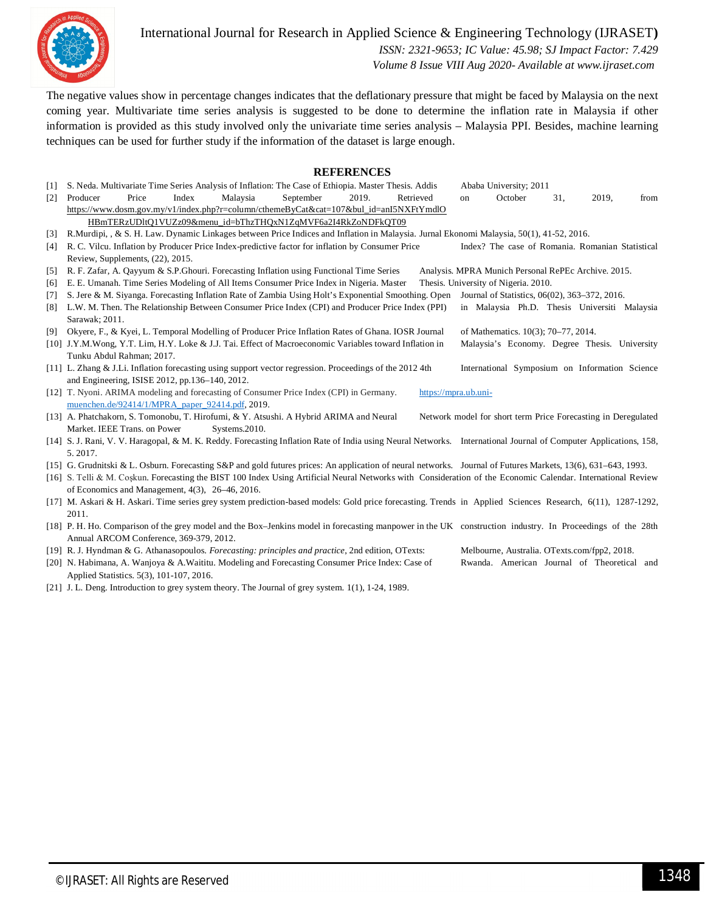The negative values show in percentage changes indicates that the deflationary pressure that might be faced by Malaysia on the next coming year. Multivariate time series analysis is suggested to be done to determine the inflation rate in Malaysia if other information is provided as this study involved only the univariate time series analysis – Malaysia PPI. Besides, machine learning techniques can be used for further study if the information of the dataset is large enough.

## REFERENCES

[1] S. Neda. Multivariate Time Series Analysis of Inflation: The Case of Ethiopia. Master Thesis. Addis Ababa University; 2011

[2] Producer Price Index Malaysia September 2019. Retrieved on October 31, 2019, from https://www.dosm.gov.my/v1/index.php?r=column/cthemeByCat&cat=107&bul_id=anI5NXFtYmdlOHBmTERzUDltQ1VUZz09&menu_id=bThzTHQxN1ZqMVF6a2I4RkZoNDFkQT09

[3] R.Murdipi, , & S. H. Law. Dynamic Linkages between Price Indices and Inflation in Malaysia. Jurnal Ekonomi Malaysia, 50(1), 41-52, 2016.

[4] R. C. Vilcu. Inflation by Producer Price Index-predictive factor for inflation by Consumer Price Index? The case of Romania. Romanian Statistical Review, Supplements, (22), 2015.

[5] R. F. Zafar, A. Qayyum & S.P.Ghouri. Forecasting Inflation using Functional Time Series Analysis. MPRA Munich Personal RePEc Archive. 2015.

[6] E. E. Umanah. Time Series Modeling of All Items Consumer Price Index in Nigeria. Master Thesis. University of Nigeria. 2010.

[7] S. Jere & M. Siyanga. Forecasting Inflation Rate of Zambia Using Holt's Exponential Smoothing. Open Journal of Statistics, 06(02), 363–372, 2016.

[8] L.W. M. Then. The Relationship Between Consumer Price Index (CPI) and Producer Price Index (PPI) in Malaysia Ph.D. Thesis Universiti Malaysia Sarawak; 2011.

[9] Okyere, F., & Kyei, L. Temporal Modelling of Producer Price Inflation Rates of Ghana. IOSR Journal of Mathematics. 10(3); 70–77, 2014.

[10] J.Y.M.Wong, Y.T. Lim, H.Y. Loke & J.J. Tai. Effect of Macroeconomic Variables toward Inflation in Malaysia's Economy. Degree Thesis. University Tunku Abdul Rahman; 2017.

[11] L. Zhang & J.Li. Inflation forecasting using support vector regression. Proceedings of the 2012 4th International Symposium on Information Science and Engineering, ISISE 2012, pp.136–140, 2012.

[12] T. Nyoni. ARIMA modeling and forecasting of Consumer Price Index (CPI) in Germany. https://mpra.ub.uni-muenchen.de/92414/1/MPRA_paper_92414.pdf, 2019.

[13] A. Phatchakorn, S. Tomonobu, T. Hirofumi, & Y. Atsushi. A Hybrid ARIMA and Neural Network model for short term Price Forecasting in Deregulated Market. IEEE Trans. on Power Systems.2010.

[14] S. J. Rani, V. V. Haragopal, & M. K. Reddy. Forecasting Inflation Rate of India using Neural Networks. International Journal of Computer Applications, 158, 5. 2017.

[15] G. Grudnitski & L. Osburn. Forecasting S&P and gold futures prices: An application of neural networks. Journal of Futures Markets, 13(6), 631–643, 1993.

[16] S. Telli & M. Coşkun. Forecasting the BIST 100 Index Using Artificial Neural Networks with Consideration of the Economic Calendar. International Review of Economics and Management, 4(3), 26–46, 2016.

[17] M. Askari & H. Askari. Time series grey system prediction-based models: Gold price forecasting. Trends in Applied Sciences Research, 6(11), 1287-1292, 2011.

[18] P. H. Ho. Comparison of the grey model and the Box–Jenkins model in forecasting manpower in the UK construction industry. In Proceedings of the 28th Annual ARCOM Conference, 369-379, 2012.

[19] R. J. Hyndman & G. Athanasopoulos. *Forecasting: principles and practice*, 2nd edition, OTexts: Melbourne, Australia. OTexts.com/fpp2, 2018.

[20] N. Habimana, A. Wanjoya & A.Waititu. Modeling and Forecasting Consumer Price Index: Case of Rwanda. American Journal of Theoretical and Applied Statistics. 5(3), 101-107, 2016.

[21] J. L. Deng. Introduction to grey system theory. The Journal of grey system. 1(1), 1-24, 1989.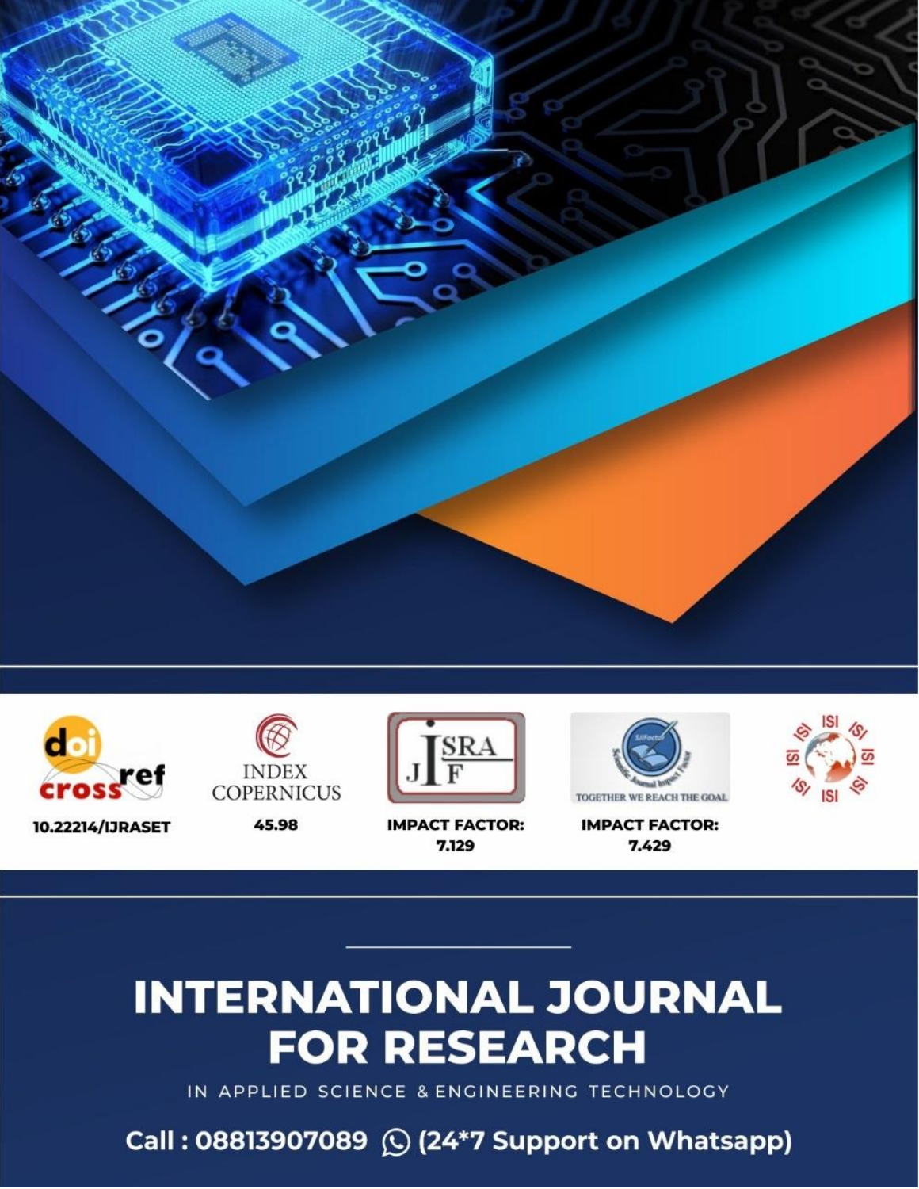10.22214/IJRASET

45.98

IMPACT FACTOR: 7.129

IMPACT FACTOR: 7.429

# INTERNATIONAL JOURNAL FOR RESEARCH

IN APPLIED SCIENCE & ENGINEERING TECHNOLOGY

Call : 08813907089 (24*7 Support on Whatsapp)